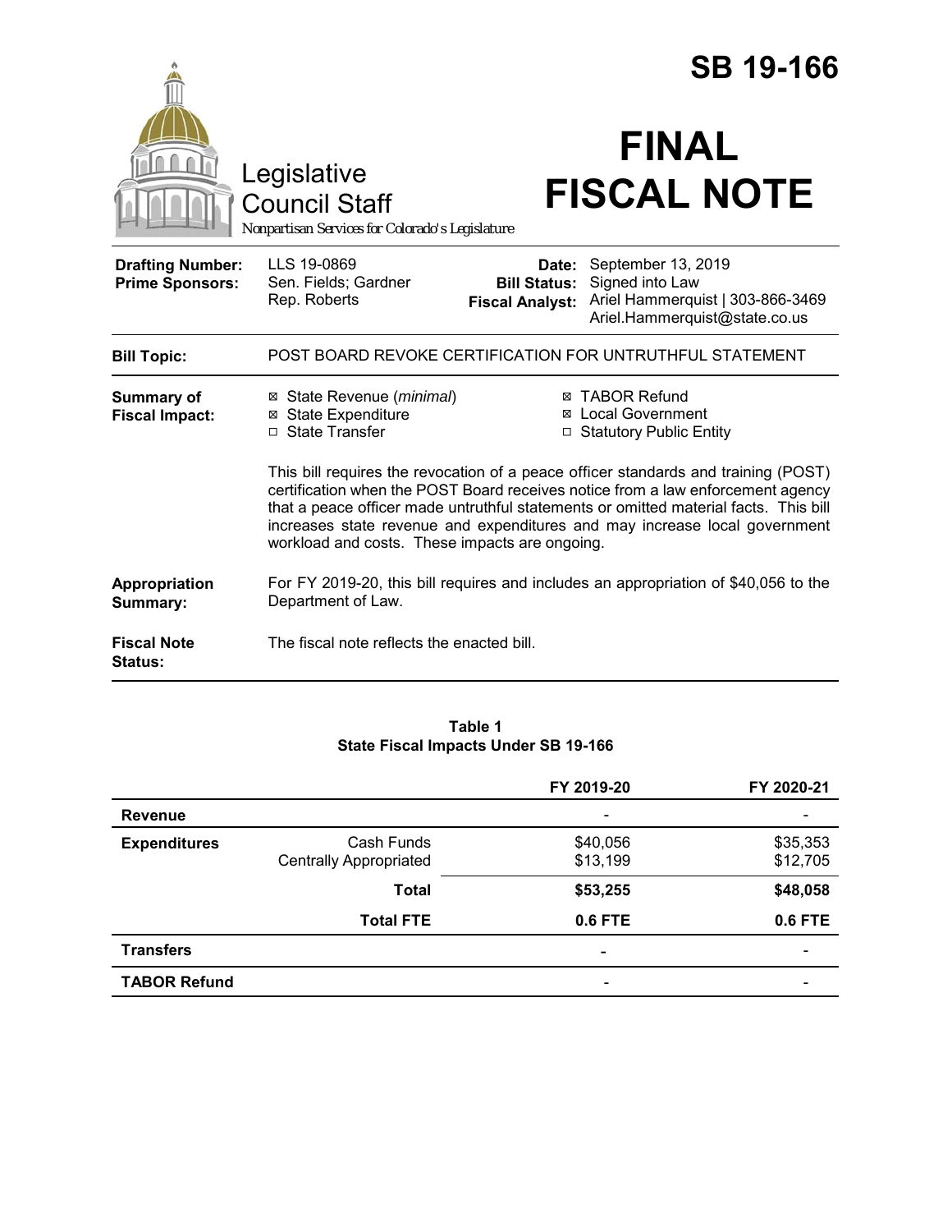# SB 19-166

Legislative Council Staff

*Nonpartisan Services for Colorado's Legislature*

# FINAL FISCAL NOTE

| | | | |
|---|---|---|---|
| **Drafting Number:** | LLS 19-0869 | **Date:** | September 13, 2019 |
| **Prime Sponsors:** | Sen. Fields; Gardner<br>Rep. Roberts | **Bill Status:** | Signed into Law |
| | | **Fiscal Analyst:** | Ariel Hammerquist \| 303-866-3469<br>Ariel.Hammerquist@state.co.us |

**Bill Topic:** POST BOARD REVOKE CERTIFICATION FOR UNTRUTHFUL STATEMENT

**Summary of Fiscal Impact:**

- ☒ State Revenue (*minimal*)
- ☒ State Expenditure
- ☐ State Transfer
- ☒ TABOR Refund
- ☒ Local Government
- ☐ Statutory Public Entity

This bill requires the revocation of a peace officer standards and training (POST) certification when the POST Board receives notice from a law enforcement agency that a peace officer made untruthful statements or omitted material facts. This bill increases state revenue and expenditures and may increase local government workload and costs. These impacts are ongoing.

**Appropriation Summary:** For FY 2019-20, this bill requires and includes an appropriation of $40,056 to the Department of Law.

**Fiscal Note Status:** The fiscal note reflects the enacted bill.

**Table 1**
**State Fiscal Impacts Under SB 19-166**

| | | FY 2019-20 | FY 2020-21 |
|---|---|---|---|
| **Revenue** | | - | - |
| **Expenditures** | Cash Funds | $40,056 | $35,353 |
| | Centrally Appropriated | $13,199 | $12,705 |
| | **Total** | **$53,255** | **$48,058** |
| | **Total FTE** | **0.6 FTE** | **0.6 FTE** |
| **Transfers** | | - | - |
| **TABOR Refund** | | - | - |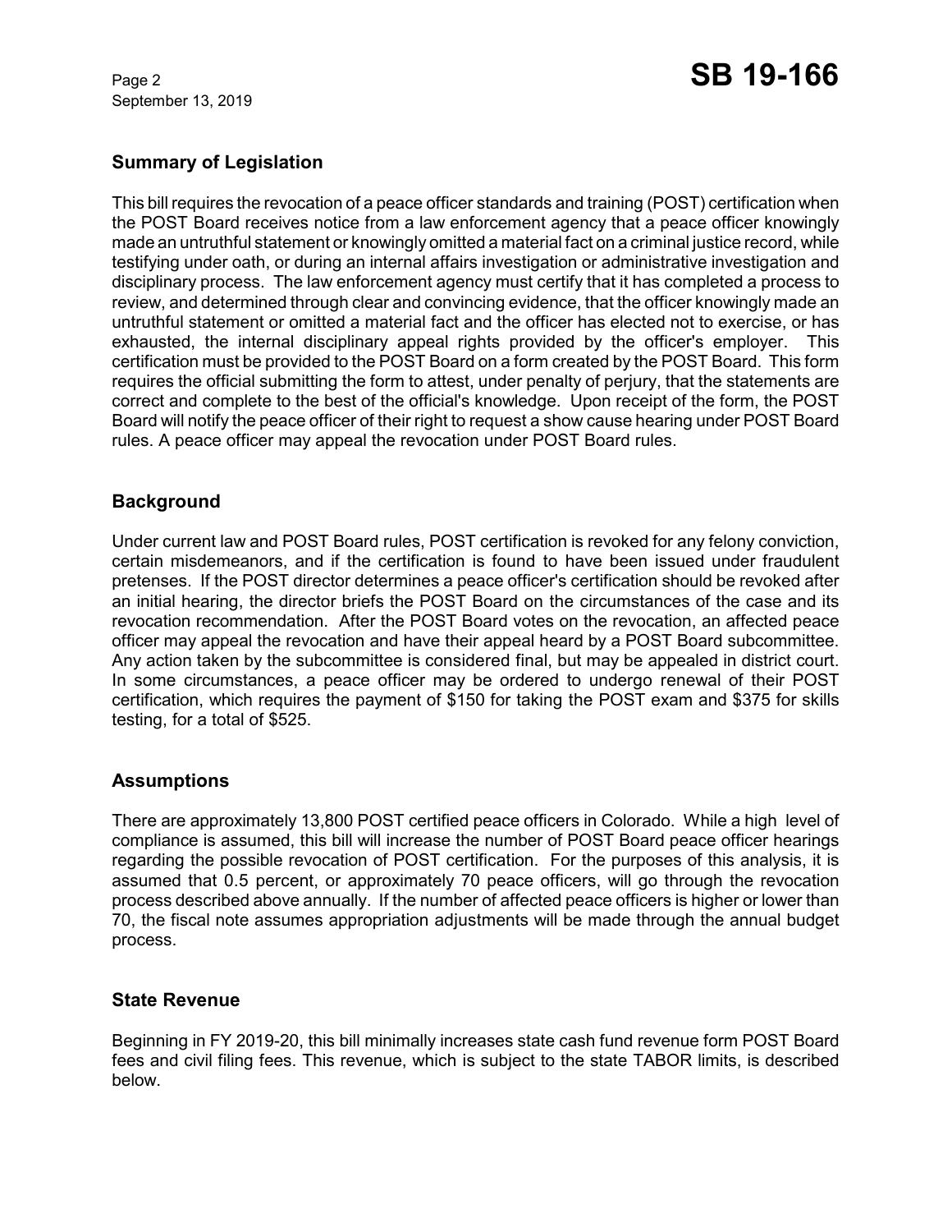## Summary of Legislation

This bill requires the revocation of a peace officer standards and training (POST) certification when the POST Board receives notice from a law enforcement agency that a peace officer knowingly made an untruthful statement or knowingly omitted a material fact on a criminal justice record, while testifying under oath, or during an internal affairs investigation or administrative investigation and disciplinary process. The law enforcement agency must certify that it has completed a process to review, and determined through clear and convincing evidence, that the officer knowingly made an untruthful statement or omitted a material fact and the officer has elected not to exercise, or has exhausted, the internal disciplinary appeal rights provided by the officer's employer. This certification must be provided to the POST Board on a form created by the POST Board. This form requires the official submitting the form to attest, under penalty of perjury, that the statements are correct and complete to the best of the official's knowledge. Upon receipt of the form, the POST Board will notify the peace officer of their right to request a show cause hearing under POST Board rules. A peace officer may appeal the revocation under POST Board rules.

## Background

Under current law and POST Board rules, POST certification is revoked for any felony conviction, certain misdemeanors, and if the certification is found to have been issued under fraudulent pretenses. If the POST director determines a peace officer's certification should be revoked after an initial hearing, the director briefs the POST Board on the circumstances of the case and its revocation recommendation. After the POST Board votes on the revocation, an affected peace officer may appeal the revocation and have their appeal heard by a POST Board subcommittee. Any action taken by the subcommittee is considered final, but may be appealed in district court. In some circumstances, a peace officer may be ordered to undergo renewal of their POST certification, which requires the payment of $150 for taking the POST exam and $375 for skills testing, for a total of $525.

## Assumptions

There are approximately 13,800 POST certified peace officers in Colorado. While a high level of compliance is assumed, this bill will increase the number of POST Board peace officer hearings regarding the possible revocation of POST certification. For the purposes of this analysis, it is assumed that 0.5 percent, or approximately 70 peace officers, will go through the revocation process described above annually. If the number of affected peace officers is higher or lower than 70, the fiscal note assumes appropriation adjustments will be made through the annual budget process.

## State Revenue

Beginning in FY 2019-20, this bill minimally increases state cash fund revenue form POST Board fees and civil filing fees. This revenue, which is subject to the state TABOR limits, is described below.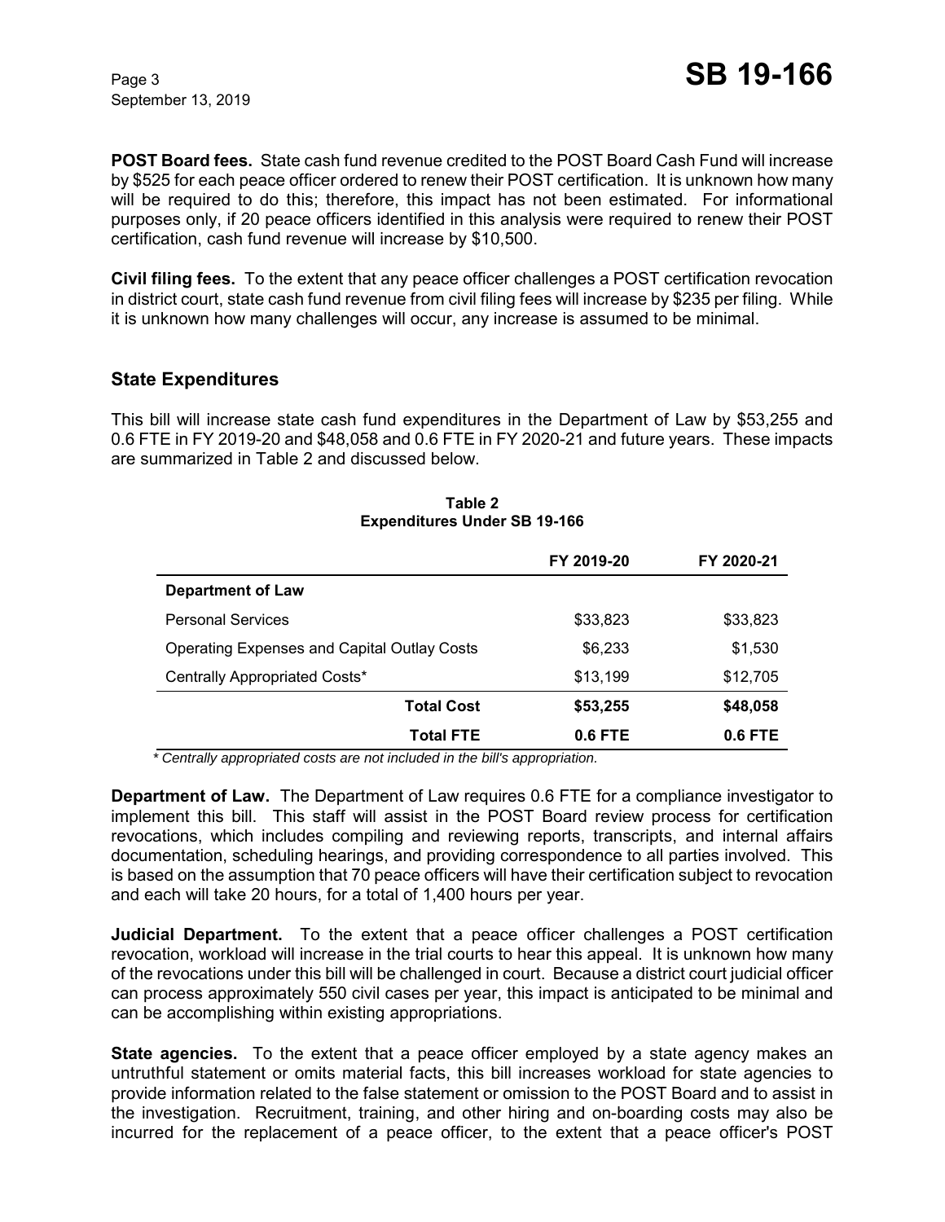**POST Board fees.** State cash fund revenue credited to the POST Board Cash Fund will increase by $525 for each peace officer ordered to renew their POST certification. It is unknown how many will be required to do this; therefore, this impact has not been estimated. For informational purposes only, if 20 peace officers identified in this analysis were required to renew their POST certification, cash fund revenue will increase by $10,500.

**Civil filing fees.** To the extent that any peace officer challenges a POST certification revocation in district court, state cash fund revenue from civil filing fees will increase by $235 per filing. While it is unknown how many challenges will occur, any increase is assumed to be minimal.

## State Expenditures

This bill will increase state cash fund expenditures in the Department of Law by $53,255 and 0.6 FTE in FY 2019-20 and $48,058 and 0.6 FTE in FY 2020-21 and future years. These impacts are summarized in Table 2 and discussed below.

**Table 2**
**Expenditures Under SB 19-166**

| | FY 2019-20 | FY 2020-21 |
|---|---|---|
| **Department of Law** | | |
| Personal Services | $33,823 | $33,823 |
| Operating Expenses and Capital Outlay Costs | $6,233 | $1,530 |
| Centrally Appropriated Costs* | $13,199 | $12,705 |
| **Total Cost** | **$53,255** | **$48,058** |
| **Total FTE** | **0.6 FTE** | **0.6 FTE** |

*\* Centrally appropriated costs are not included in the bill's appropriation.*

**Department of Law.** The Department of Law requires 0.6 FTE for a compliance investigator to implement this bill. This staff will assist in the POST Board review process for certification revocations, which includes compiling and reviewing reports, transcripts, and internal affairs documentation, scheduling hearings, and providing correspondence to all parties involved. This is based on the assumption that 70 peace officers will have their certification subject to revocation and each will take 20 hours, for a total of 1,400 hours per year.

**Judicial Department.** To the extent that a peace officer challenges a POST certification revocation, workload will increase in the trial courts to hear this appeal. It is unknown how many of the revocations under this bill will be challenged in court. Because a district court judicial officer can process approximately 550 civil cases per year, this impact is anticipated to be minimal and can be accomplishing within existing appropriations.

**State agencies.** To the extent that a peace officer employed by a state agency makes an untruthful statement or omits material facts, this bill increases workload for state agencies to provide information related to the false statement or omission to the POST Board and to assist in the investigation. Recruitment, training, and other hiring and on-boarding costs may also be incurred for the replacement of a peace officer, to the extent that a peace officer's POST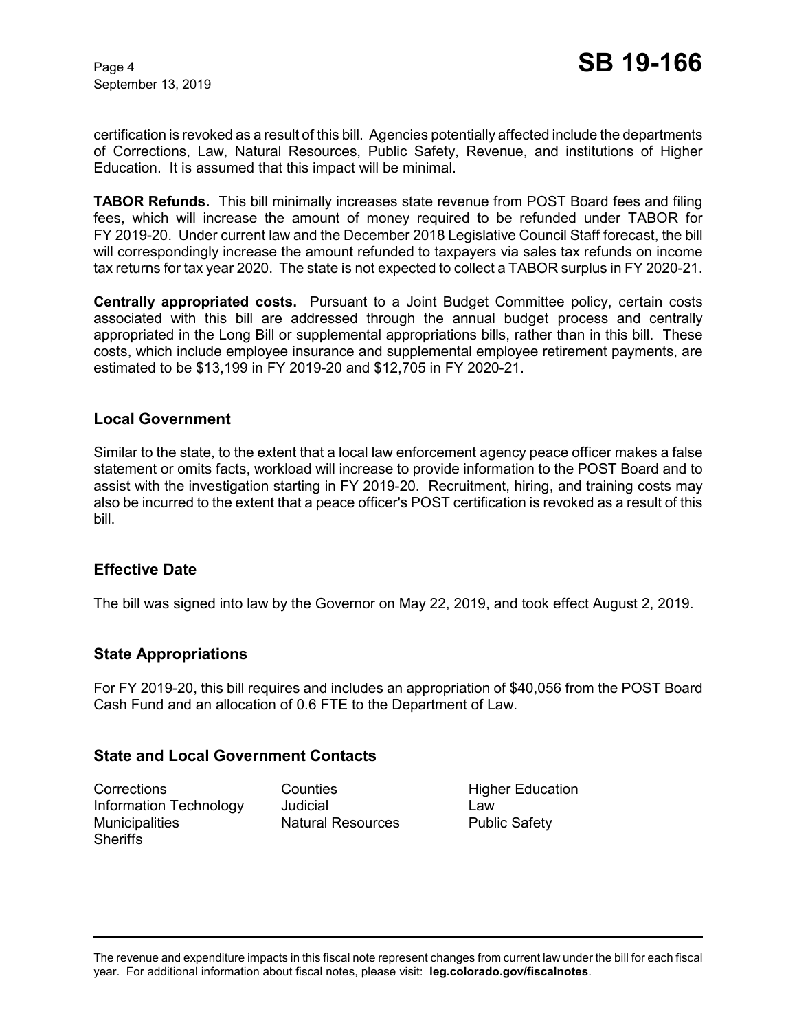certification is revoked as a result of this bill. Agencies potentially affected include the departments of Corrections, Law, Natural Resources, Public Safety, Revenue, and institutions of Higher Education. It is assumed that this impact will be minimal.

**TABOR Refunds.** This bill minimally increases state revenue from POST Board fees and filing fees, which will increase the amount of money required to be refunded under TABOR for FY 2019-20. Under current law and the December 2018 Legislative Council Staff forecast, the bill will correspondingly increase the amount refunded to taxpayers via sales tax refunds on income tax returns for tax year 2020. The state is not expected to collect a TABOR surplus in FY 2020-21.

**Centrally appropriated costs.** Pursuant to a Joint Budget Committee policy, certain costs associated with this bill are addressed through the annual budget process and centrally appropriated in the Long Bill or supplemental appropriations bills, rather than in this bill. These costs, which include employee insurance and supplemental employee retirement payments, are estimated to be $13,199 in FY 2019-20 and $12,705 in FY 2020-21.

## Local Government

Similar to the state, to the extent that a local law enforcement agency peace officer makes a false statement or omits facts, workload will increase to provide information to the POST Board and to assist with the investigation starting in FY 2019-20. Recruitment, hiring, and training costs may also be incurred to the extent that a peace officer's POST certification is revoked as a result of this bill.

## Effective Date

The bill was signed into law by the Governor on May 22, 2019, and took effect August 2, 2019.

## State Appropriations

For FY 2019-20, this bill requires and includes an appropriation of $40,056 from the POST Board Cash Fund and an allocation of 0.6 FTE to the Department of Law.

## State and Local Government Contacts

| | | |
|---|---|---|
| Corrections | Counties | Higher Education |
| Information Technology | Judicial | Law |
| Municipalities | Natural Resources | Public Safety |
| Sheriffs | | |

The revenue and expenditure impacts in this fiscal note represent changes from current law under the bill for each fiscal year. For additional information about fiscal notes, please visit: **leg.colorado.gov/fiscalnotes**.